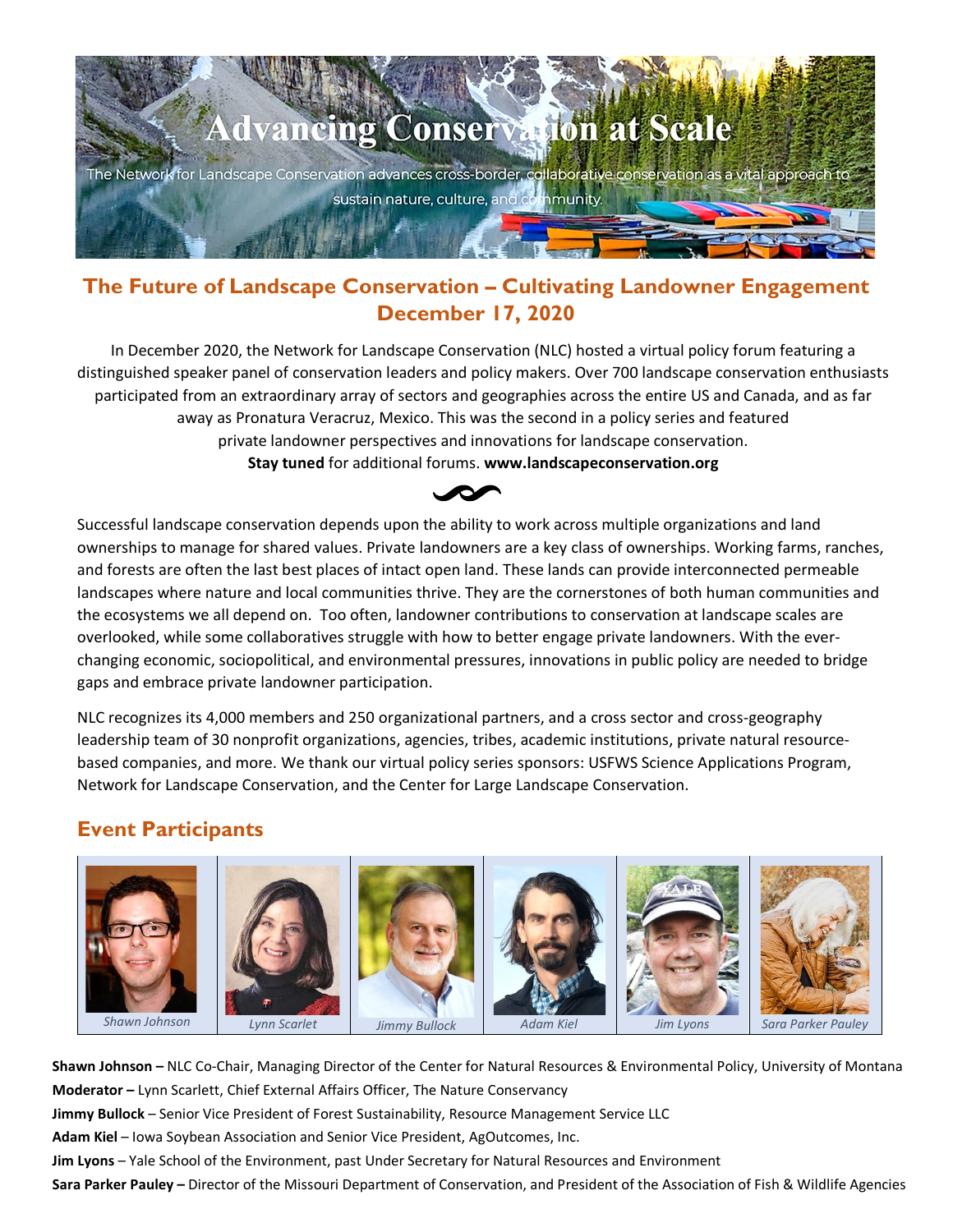# Advancing Conservation at Scale

The Network for Landscape Conservation advances cross-border, collaborative conservation as a vital approach to sustain nature, culture, and community.

## The Future of Landscape Conservation – Cultivating Landowner Engagement
## December 17, 2020

In December 2020, the Network for Landscape Conservation (NLC) hosted a virtual policy forum featuring a distinguished speaker panel of conservation leaders and policy makers. Over 700 landscape conservation enthusiasts participated from an extraordinary array of sectors and geographies across the entire US and Canada, and as far away as Pronatura Veracruz, Mexico. This was the second in a policy series and featured private landowner perspectives and innovations for landscape conservation.
**Stay tuned** for additional forums. **www.landscapeconservation.org**

Successful landscape conservation depends upon the ability to work across multiple organizations and land ownerships to manage for shared values. Private landowners are a key class of ownerships. Working farms, ranches, and forests are often the last best places of intact open land. These lands can provide interconnected permeable landscapes where nature and local communities thrive. They are the cornerstones of both human communities and the ecosystems we all depend on. Too often, landowner contributions to conservation at landscape scales are overlooked, while some collaboratives struggle with how to better engage private landowners. With the ever-changing economic, sociopolitical, and environmental pressures, innovations in public policy are needed to bridge gaps and embrace private landowner participation.

NLC recognizes its 4,000 members and 250 organizational partners, and a cross sector and cross-geography leadership team of 30 nonprofit organizations, agencies, tribes, academic institutions, private natural resource-based companies, and more. We thank our virtual policy series sponsors: USFWS Science Applications Program, Network for Landscape Conservation, and the Center for Large Landscape Conservation.

## Event Participants

*Shawn Johnson* | *Lynn Scarlet* | *Jimmy Bullock* | *Adam Kiel* | *Jim Lyons* | *Sara Parker Pauley*

**Shawn Johnson –** NLC Co-Chair, Managing Director of the Center for Natural Resources & Environmental Policy, University of Montana

**Moderator –** Lynn Scarlett, Chief External Affairs Officer, The Nature Conservancy

**Jimmy Bullock** – Senior Vice President of Forest Sustainability, Resource Management Service LLC

**Adam Kiel** – Iowa Soybean Association and Senior Vice President, AgOutcomes, Inc.

**Jim Lyons** – Yale School of the Environment, past Under Secretary for Natural Resources and Environment

**Sara Parker Pauley –** Director of the Missouri Department of Conservation, and President of the Association of Fish & Wildlife Agencies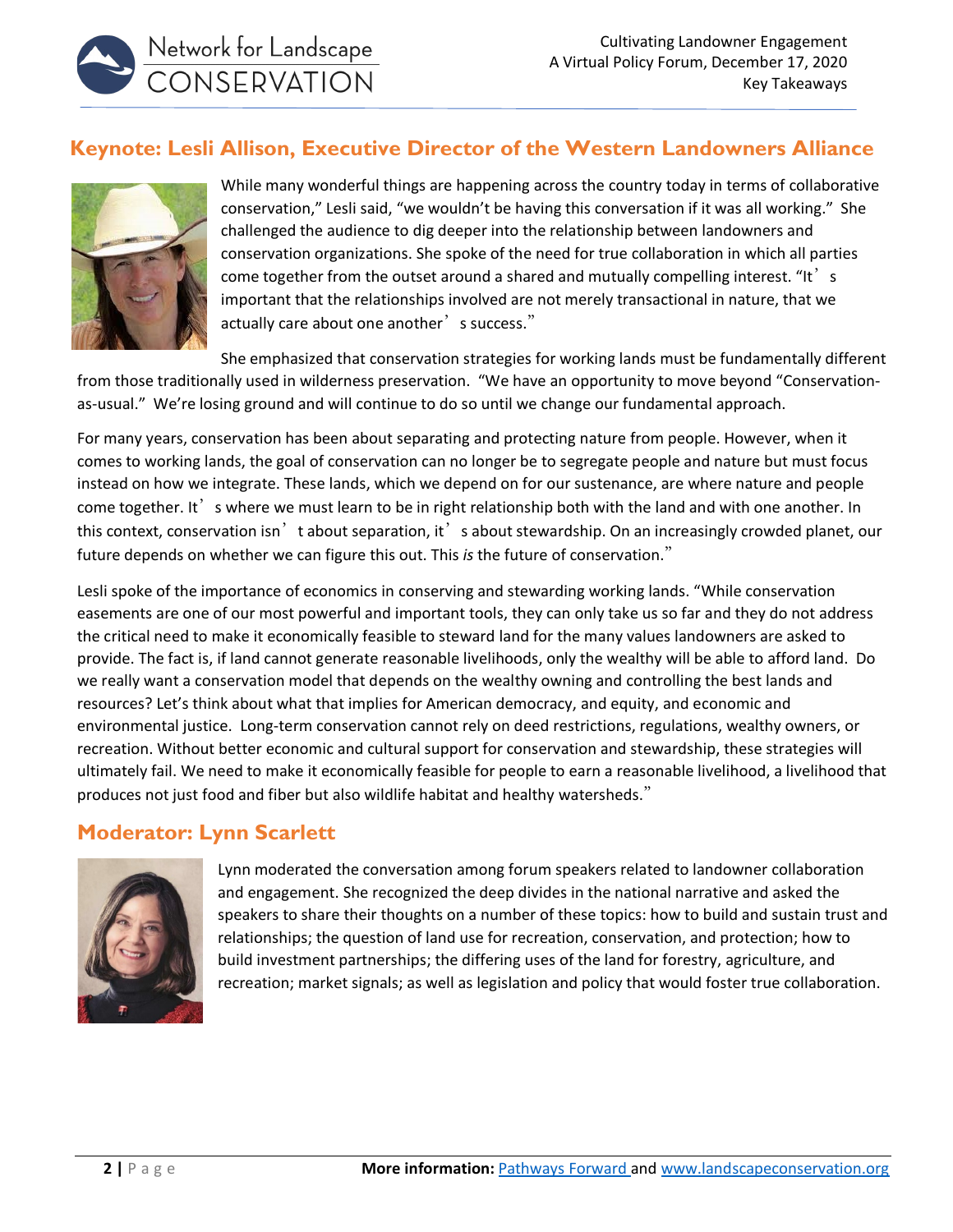## Keynote: Lesli Allison, Executive Director of the Western Landowners Alliance

While many wonderful things are happening across the country today in terms of collaborative conservation," Lesli said, "we wouldn't be having this conversation if it was all working." She challenged the audience to dig deeper into the relationship between landowners and conservation organizations. She spoke of the need for true collaboration in which all parties come together from the outset around a shared and mutually compelling interest. "It's important that the relationships involved are not merely transactional in nature, that we actually care about one another's success."

She emphasized that conservation strategies for working lands must be fundamentally different from those traditionally used in wilderness preservation. "We have an opportunity to move beyond "Conservation-as-usual." We're losing ground and will continue to do so until we change our fundamental approach.

For many years, conservation has been about separating and protecting nature from people. However, when it comes to working lands, the goal of conservation can no longer be to segregate people and nature but must focus instead on how we integrate. These lands, which we depend on for our sustenance, are where nature and people come together. It's where we must learn to be in right relationship both with the land and with one another. In this context, conservation isn't about separation, it's about stewardship. On an increasingly crowded planet, our future depends on whether we can figure this out. This *is* the future of conservation."

Lesli spoke of the importance of economics in conserving and stewarding working lands. "While conservation easements are one of our most powerful and important tools, they can only take us so far and they do not address the critical need to make it economically feasible to steward land for the many values landowners are asked to provide. The fact is, if land cannot generate reasonable livelihoods, only the wealthy will be able to afford land. Do we really want a conservation model that depends on the wealthy owning and controlling the best lands and resources? Let's think about what that implies for American democracy, and equity, and economic and environmental justice. Long-term conservation cannot rely on deed restrictions, regulations, wealthy owners, or recreation. Without better economic and cultural support for conservation and stewardship, these strategies will ultimately fail. We need to make it economically feasible for people to earn a reasonable livelihood, a livelihood that produces not just food and fiber but also wildlife habitat and healthy watersheds."

## Moderator: Lynn Scarlett

Lynn moderated the conversation among forum speakers related to landowner collaboration and engagement. She recognized the deep divides in the national narrative and asked the speakers to share their thoughts on a number of these topics: how to build and sustain trust and relationships; the question of land use for recreation, conservation, and protection; how to build investment partnerships; the differing uses of the land for forestry, agriculture, and recreation; market signals; as well as legislation and policy that would foster true collaboration.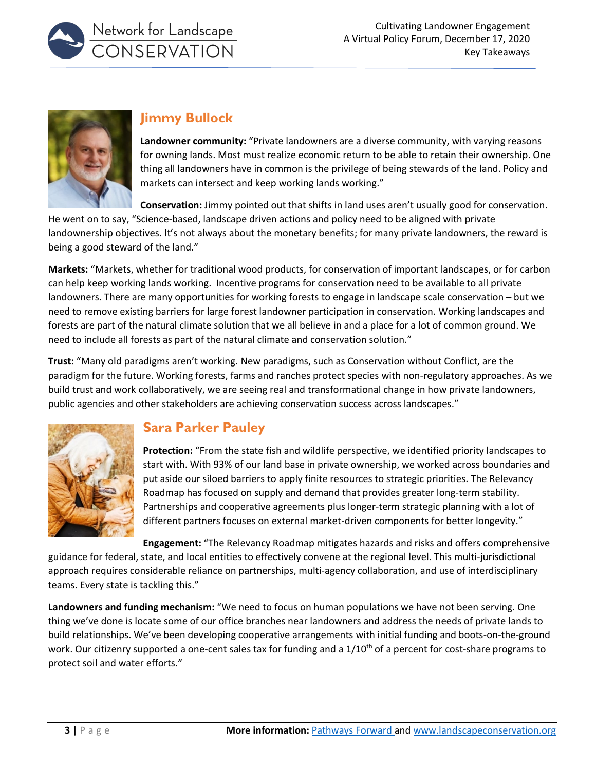## Jimmy Bullock

**Landowner community:** "Private landowners are a diverse community, with varying reasons for owning lands. Most must realize economic return to be able to retain their ownership. One thing all landowners have in common is the privilege of being stewards of the land. Policy and markets can intersect and keep working lands working."

**Conservation:** Jimmy pointed out that shifts in land uses aren't usually good for conservation. He went on to say, "Science-based, landscape driven actions and policy need to be aligned with private landownership objectives. It's not always about the monetary benefits; for many private landowners, the reward is being a good steward of the land."

**Markets:** "Markets, whether for traditional wood products, for conservation of important landscapes, or for carbon can help keep working lands working. Incentive programs for conservation need to be available to all private landowners. There are many opportunities for working forests to engage in landscape scale conservation – but we need to remove existing barriers for large forest landowner participation in conservation. Working landscapes and forests are part of the natural climate solution that we all believe in and a place for a lot of common ground. We need to include all forests as part of the natural climate and conservation solution."

**Trust:** "Many old paradigms aren't working. New paradigms, such as Conservation without Conflict, are the paradigm for the future. Working forests, farms and ranches protect species with non-regulatory approaches. As we build trust and work collaboratively, we are seeing real and transformational change in how private landowners, public agencies and other stakeholders are achieving conservation success across landscapes."

## Sara Parker Pauley

**Protection:** "From the state fish and wildlife perspective, we identified priority landscapes to start with. With 93% of our land base in private ownership, we worked across boundaries and put aside our siloed barriers to apply finite resources to strategic priorities. The Relevancy Roadmap has focused on supply and demand that provides greater long-term stability. Partnerships and cooperative agreements plus longer-term strategic planning with a lot of different partners focuses on external market-driven components for better longevity."

**Engagement:** "The Relevancy Roadmap mitigates hazards and risks and offers comprehensive guidance for federal, state, and local entities to effectively convene at the regional level. This multi-jurisdictional approach requires considerable reliance on partnerships, multi-agency collaboration, and use of interdisciplinary teams. Every state is tackling this."

**Landowners and funding mechanism:** "We need to focus on human populations we have not been serving. One thing we've done is locate some of our office branches near landowners and address the needs of private lands to build relationships. We've been developing cooperative arrangements with initial funding and boots-on-the-ground work. Our citizenry supported a one-cent sales tax for funding and a 1/10th of a percent for cost-share programs to protect soil and water efforts."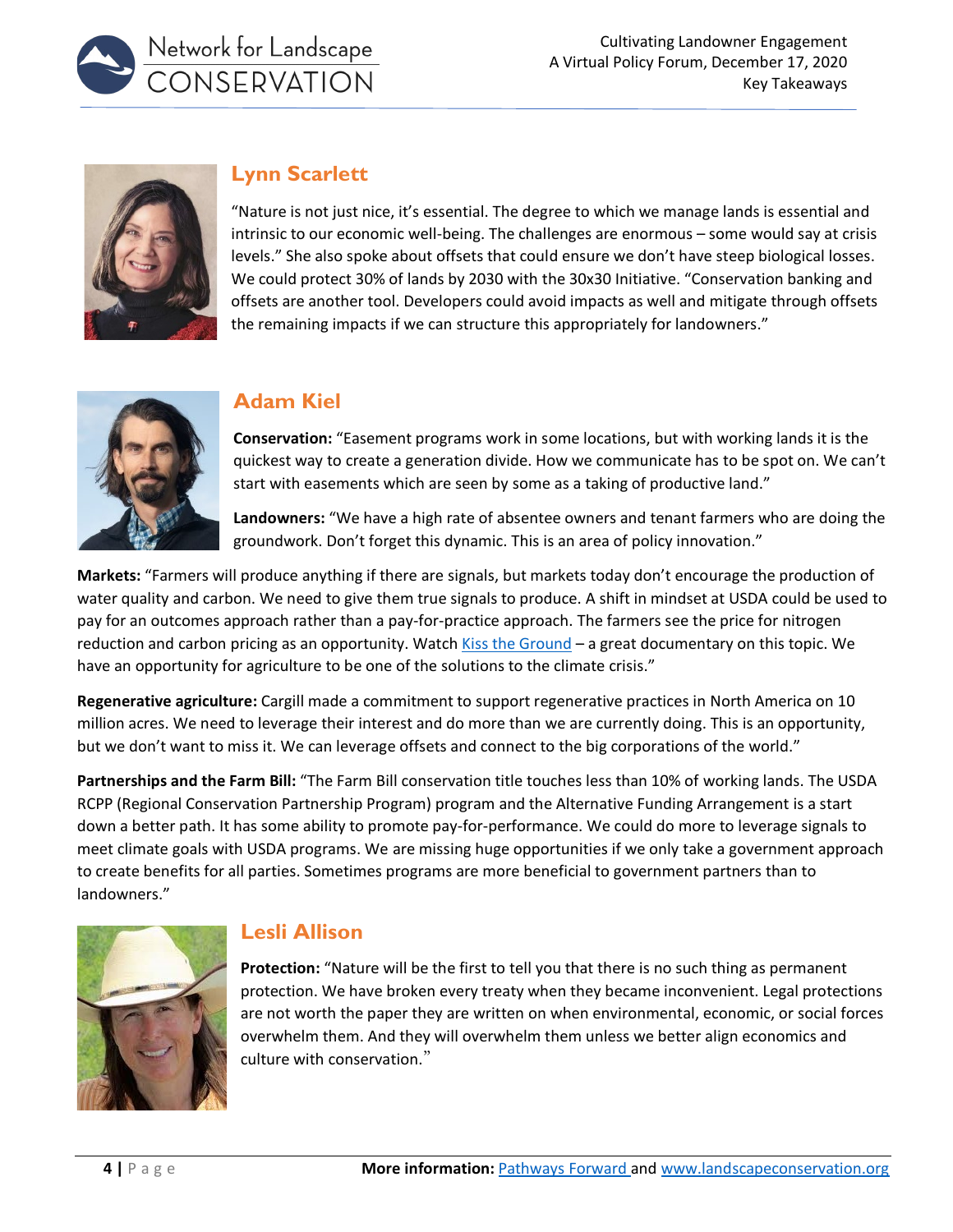## Lynn Scarlett

"Nature is not just nice, it's essential. The degree to which we manage lands is essential and intrinsic to our economic well-being. The challenges are enormous – some would say at crisis levels." She also spoke about offsets that could ensure we don't have steep biological losses. We could protect 30% of lands by 2030 with the 30x30 Initiative. "Conservation banking and offsets are another tool. Developers could avoid impacts as well and mitigate through offsets the remaining impacts if we can structure this appropriately for landowners."

## Adam Kiel

**Conservation:** "Easement programs work in some locations, but with working lands it is the quickest way to create a generation divide. How we communicate has to be spot on. We can't start with easements which are seen by some as a taking of productive land."

**Landowners:** "We have a high rate of absentee owners and tenant farmers who are doing the groundwork. Don't forget this dynamic. This is an area of policy innovation."

**Markets:** "Farmers will produce anything if there are signals, but markets today don't encourage the production of water quality and carbon. We need to give them true signals to produce. A shift in mindset at USDA could be used to pay for an outcomes approach rather than a pay-for-practice approach. The farmers see the price for nitrogen reduction and carbon pricing as an opportunity. Watch Kiss the Ground – a great documentary on this topic. We have an opportunity for agriculture to be one of the solutions to the climate crisis."

**Regenerative agriculture:** Cargill made a commitment to support regenerative practices in North America on 10 million acres. We need to leverage their interest and do more than we are currently doing. This is an opportunity, but we don't want to miss it. We can leverage offsets and connect to the big corporations of the world."

**Partnerships and the Farm Bill:** "The Farm Bill conservation title touches less than 10% of working lands. The USDA RCPP (Regional Conservation Partnership Program) program and the Alternative Funding Arrangement is a start down a better path. It has some ability to promote pay-for-performance. We could do more to leverage signals to meet climate goals with USDA programs. We are missing huge opportunities if we only take a government approach to create benefits for all parties. Sometimes programs are more beneficial to government partners than to landowners."

## Lesli Allison

**Protection:** "Nature will be the first to tell you that there is no such thing as permanent protection. We have broken every treaty when they became inconvenient. Legal protections are not worth the paper they are written on when environmental, economic, or social forces overwhelm them. And they will overwhelm them unless we better align economics and culture with conservation."

**More information:** Pathways Forward and www.landscapeconservation.org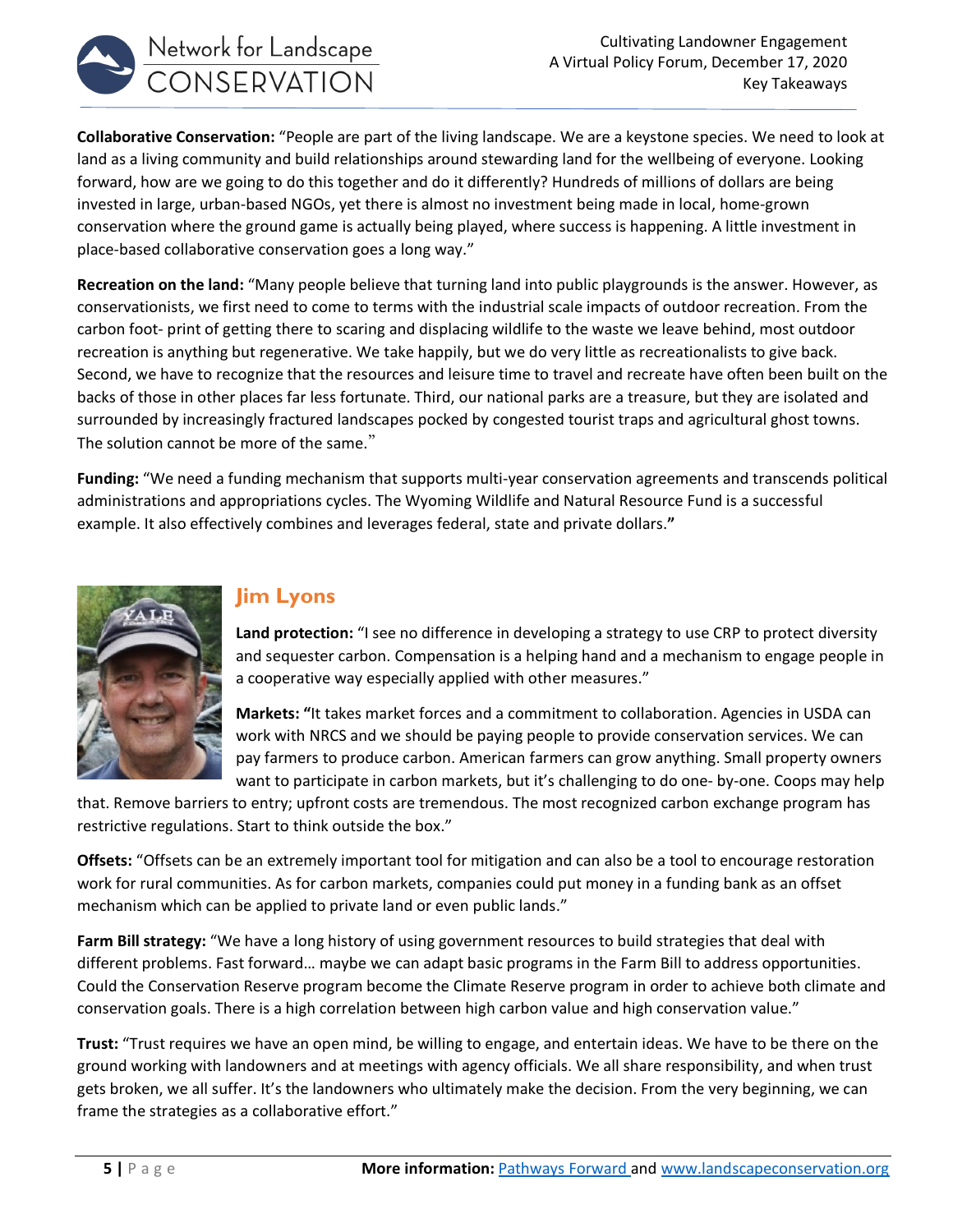**Collaborative Conservation:** "People are part of the living landscape. We are a keystone species. We need to look at land as a living community and build relationships around stewarding land for the wellbeing of everyone. Looking forward, how are we going to do this together and do it differently? Hundreds of millions of dollars are being invested in large, urban-based NGOs, yet there is almost no investment being made in local, home-grown conservation where the ground game is actually being played, where success is happening. A little investment in place-based collaborative conservation goes a long way."

**Recreation on the land:** "Many people believe that turning land into public playgrounds is the answer. However, as conservationists, we first need to come to terms with the industrial scale impacts of outdoor recreation. From the carbon foot- print of getting there to scaring and displacing wildlife to the waste we leave behind, most outdoor recreation is anything but regenerative. We take happily, but we do very little as recreationalists to give back. Second, we have to recognize that the resources and leisure time to travel and recreate have often been built on the backs of those in other places far less fortunate. Third, our national parks are a treasure, but they are isolated and surrounded by increasingly fractured landscapes pocked by congested tourist traps and agricultural ghost towns. The solution cannot be more of the same."

**Funding:** "We need a funding mechanism that supports multi-year conservation agreements and transcends political administrations and appropriations cycles. The Wyoming Wildlife and Natural Resource Fund is a successful example. It also effectively combines and leverages federal, state and private dollars."

## Jim Lyons

**Land protection:** "I see no difference in developing a strategy to use CRP to protect diversity and sequester carbon. Compensation is a helping hand and a mechanism to engage people in a cooperative way especially applied with other measures."

**Markets:** "It takes market forces and a commitment to collaboration. Agencies in USDA can work with NRCS and we should be paying people to provide conservation services. We can pay farmers to produce carbon. American farmers can grow anything. Small property owners want to participate in carbon markets, but it's challenging to do one- by-one. Coops may help that. Remove barriers to entry; upfront costs are tremendous. The most recognized carbon exchange program has restrictive regulations. Start to think outside the box."

**Offsets:** "Offsets can be an extremely important tool for mitigation and can also be a tool to encourage restoration work for rural communities. As for carbon markets, companies could put money in a funding bank as an offset mechanism which can be applied to private land or even public lands."

**Farm Bill strategy:** "We have a long history of using government resources to build strategies that deal with different problems. Fast forward… maybe we can adapt basic programs in the Farm Bill to address opportunities. Could the Conservation Reserve program become the Climate Reserve program in order to achieve both climate and conservation goals. There is a high correlation between high carbon value and high conservation value."

**Trust:** "Trust requires we have an open mind, be willing to engage, and entertain ideas. We have to be there on the ground working with landowners and at meetings with agency officials. We all share responsibility, and when trust gets broken, we all suffer. It's the landowners who ultimately make the decision. From the very beginning, we can frame the strategies as a collaborative effort."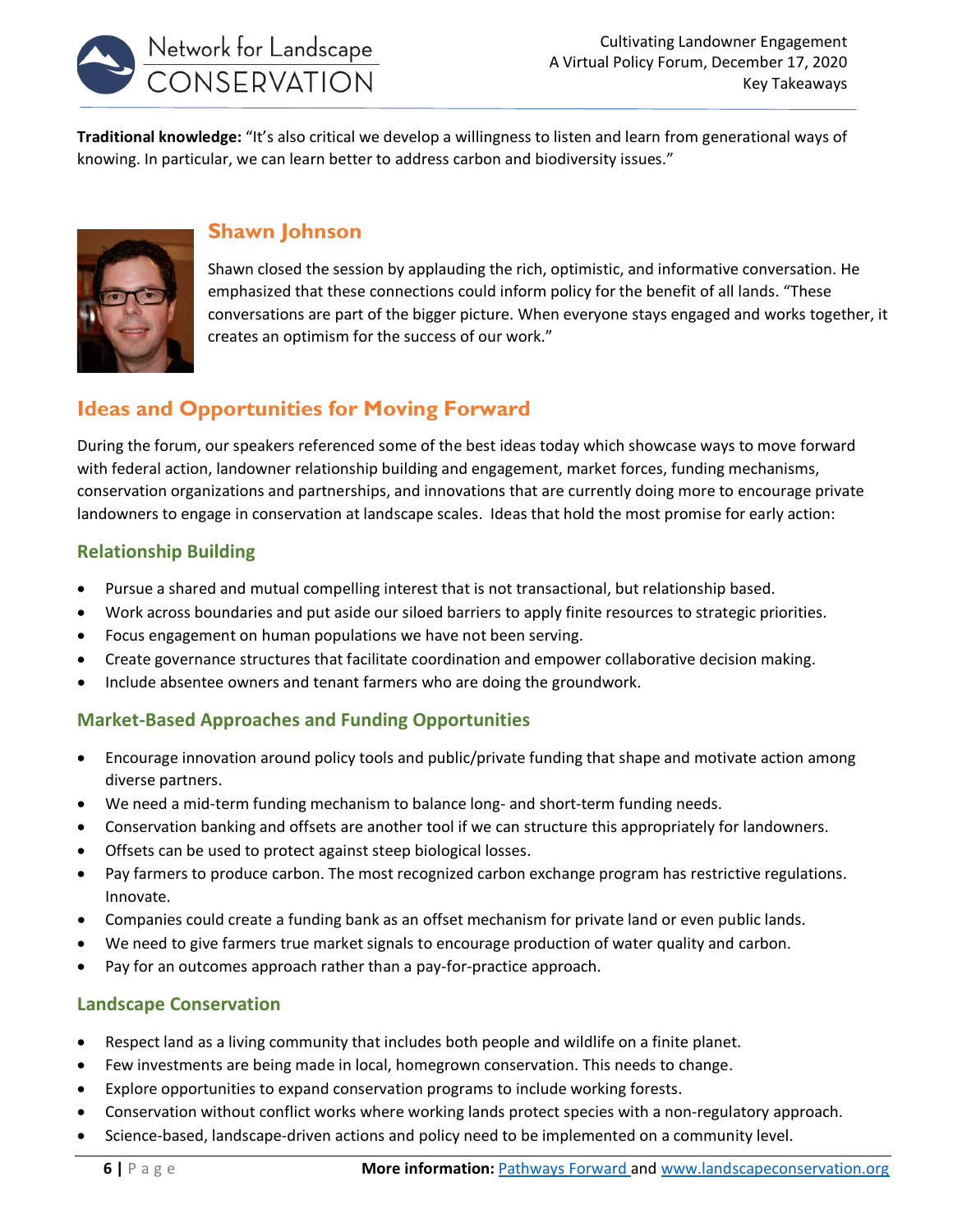**Traditional knowledge:** "It's also critical we develop a willingness to listen and learn from generational ways of knowing. In particular, we can learn better to address carbon and biodiversity issues."

### Shawn Johnson

Shawn closed the session by applauding the rich, optimistic, and informative conversation. He emphasized that these connections could inform policy for the benefit of all lands. "These conversations are part of the bigger picture. When everyone stays engaged and works together, it creates an optimism for the success of our work."

## Ideas and Opportunities for Moving Forward

During the forum, our speakers referenced some of the best ideas today which showcase ways to move forward with federal action, landowner relationship building and engagement, market forces, funding mechanisms, conservation organizations and partnerships, and innovations that are currently doing more to encourage private landowners to engage in conservation at landscape scales. Ideas that hold the most promise for early action:

### Relationship Building

- Pursue a shared and mutual compelling interest that is not transactional, but relationship based.
- Work across boundaries and put aside our siloed barriers to apply finite resources to strategic priorities.
- Focus engagement on human populations we have not been serving.
- Create governance structures that facilitate coordination and empower collaborative decision making.
- Include absentee owners and tenant farmers who are doing the groundwork.

### Market-Based Approaches and Funding Opportunities

- Encourage innovation around policy tools and public/private funding that shape and motivate action among diverse partners.
- We need a mid-term funding mechanism to balance long- and short-term funding needs.
- Conservation banking and offsets are another tool if we can structure this appropriately for landowners.
- Offsets can be used to protect against steep biological losses.
- Pay farmers to produce carbon. The most recognized carbon exchange program has restrictive regulations. Innovate.
- Companies could create a funding bank as an offset mechanism for private land or even public lands.
- We need to give farmers true market signals to encourage production of water quality and carbon.
- Pay for an outcomes approach rather than a pay-for-practice approach.

### Landscape Conservation

- Respect land as a living community that includes both people and wildlife on a finite planet.
- Few investments are being made in local, homegrown conservation. This needs to change.
- Explore opportunities to expand conservation programs to include working forests.
- Conservation without conflict works where working lands protect species with a non-regulatory approach.
- Science-based, landscape-driven actions and policy need to be implemented on a community level.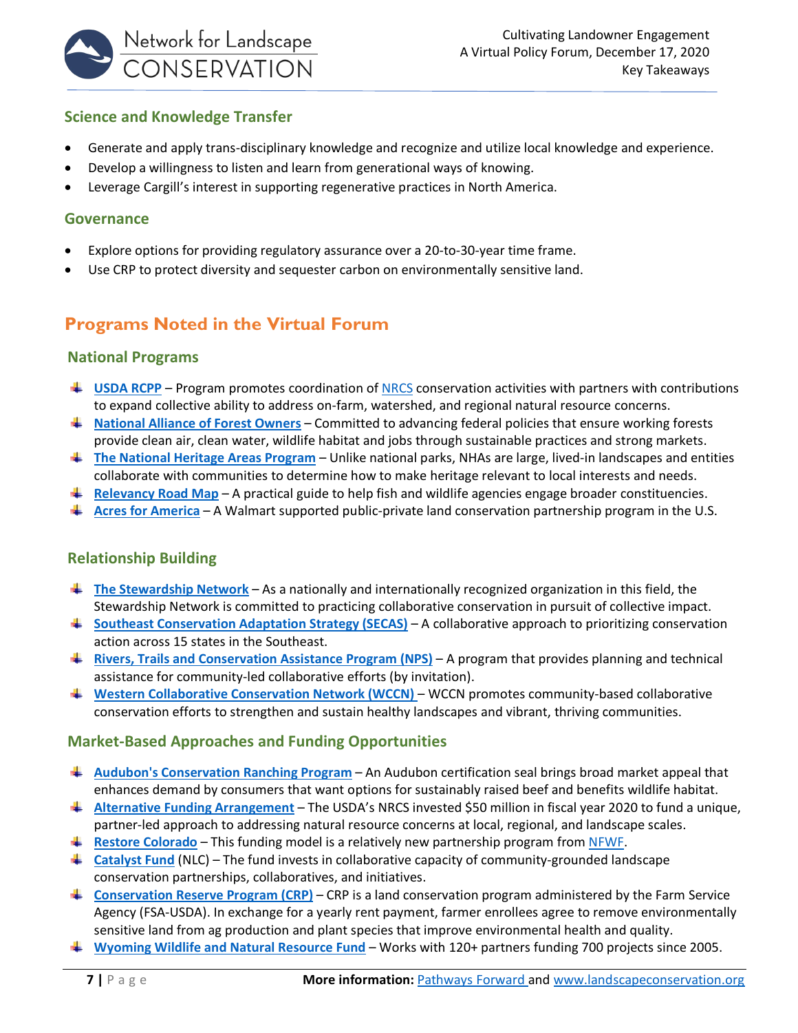### Science and Knowledge Transfer

- Generate and apply trans-disciplinary knowledge and recognize and utilize local knowledge and experience.
- Develop a willingness to listen and learn from generational ways of knowing.
- Leverage Cargill's interest in supporting regenerative practices in North America.

### Governance

- Explore options for providing regulatory assurance over a 20-to-30-year time frame.
- Use CRP to protect diversity and sequester carbon on environmentally sensitive land.

## Programs Noted in the Virtual Forum

### National Programs

- **USDA RCPP** – Program promotes coordination of NRCS conservation activities with partners with contributions to expand collective ability to address on-farm, watershed, and regional natural resource concerns.
- **National Alliance of Forest Owners** – Committed to advancing federal policies that ensure working forests provide clean air, clean water, wildlife habitat and jobs through sustainable practices and strong markets.
- **The National Heritage Areas Program** – Unlike national parks, NHAs are large, lived-in landscapes and entities collaborate with communities to determine how to make heritage relevant to local interests and needs.
- **Relevancy Road Map** – A practical guide to help fish and wildlife agencies engage broader constituencies.
- **Acres for America** – A Walmart supported public-private land conservation partnership program in the U.S.

### Relationship Building

- **The Stewardship Network** – As a nationally and internationally recognized organization in this field, the Stewardship Network is committed to practicing collaborative conservation in pursuit of collective impact.
- **Southeast Conservation Adaptation Strategy (SECAS)** – A collaborative approach to prioritizing conservation action across 15 states in the Southeast.
- **Rivers, Trails and Conservation Assistance Program (NPS)** – A program that provides planning and technical assistance for community-led collaborative efforts (by invitation).
- **Western Collaborative Conservation Network (WCCN)** – WCCN promotes community-based collaborative conservation efforts to strengthen and sustain healthy landscapes and vibrant, thriving communities.

### Market-Based Approaches and Funding Opportunities

- **Audubon's Conservation Ranching Program** – An Audubon certification seal brings broad market appeal that enhances demand by consumers that want options for sustainably raised beef and benefits wildlife habitat.
- **Alternative Funding Arrangement** – The USDA's NRCS invested $50 million in fiscal year 2020 to fund a unique, partner-led approach to addressing natural resource concerns at local, regional, and landscape scales.
- **Restore Colorado** – This funding model is a relatively new partnership program from NFWF.
- **Catalyst Fund** (NLC) – The fund invests in collaborative capacity of community-grounded landscape conservation partnerships, collaboratives, and initiatives.
- **Conservation Reserve Program (CRP)** – CRP is a land conservation program administered by the Farm Service Agency (FSA-USDA). In exchange for a yearly rent payment, farmer enrollees agree to remove environmentally sensitive land from ag production and plant species that improve environmental health and quality.
- **Wyoming Wildlife and Natural Resource Fund** – Works with 120+ partners funding 700 projects since 2005.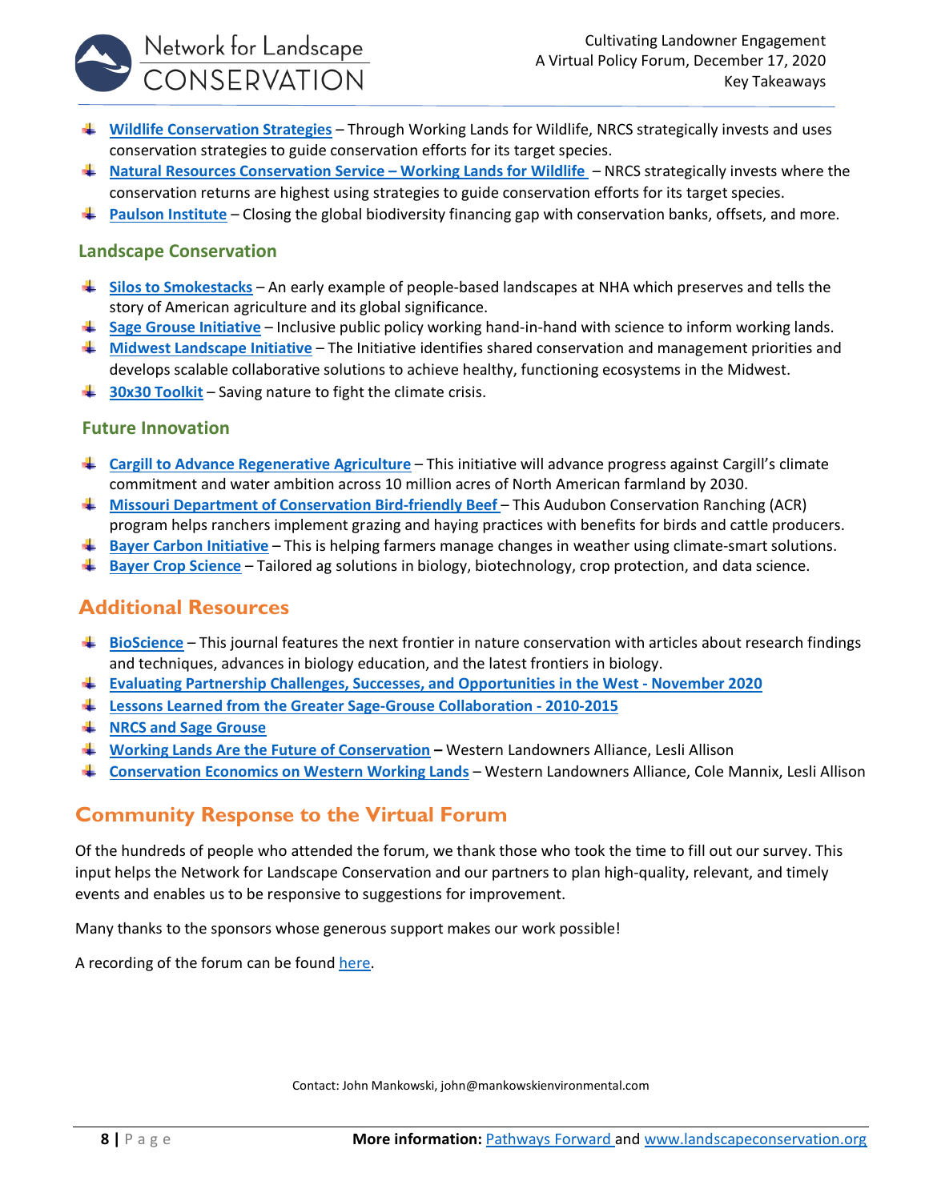- **Wildlife Conservation Strategies** – Through Working Lands for Wildlife, NRCS strategically invests and uses conservation strategies to guide conservation efforts for its target species.
- **Natural Resources Conservation Service – Working Lands for Wildlife** – NRCS strategically invests where the conservation returns are highest using strategies to guide conservation efforts for its target species.
- **Paulson Institute** – Closing the global biodiversity financing gap with conservation banks, offsets, and more.

### Landscape Conservation

- **Silos to Smokestacks** – An early example of people-based landscapes at NHA which preserves and tells the story of American agriculture and its global significance.
- **Sage Grouse Initiative** – Inclusive public policy working hand-in-hand with science to inform working lands.
- **Midwest Landscape Initiative** – The Initiative identifies shared conservation and management priorities and develops scalable collaborative solutions to achieve healthy, functioning ecosystems in the Midwest.
- **30x30 Toolkit** – Saving nature to fight the climate crisis.

### Future Innovation

- **Cargill to Advance Regenerative Agriculture** – This initiative will advance progress against Cargill's climate commitment and water ambition across 10 million acres of North American farmland by 2030.
- **Missouri Department of Conservation Bird-friendly Beef** – This Audubon Conservation Ranching (ACR) program helps ranchers implement grazing and haying practices with benefits for birds and cattle producers.
- **Bayer Carbon Initiative** – This is helping farmers manage changes in weather using climate-smart solutions.
- **Bayer Crop Science** – Tailored ag solutions in biology, biotechnology, crop protection, and data science.

## Additional Resources

- **BioScience** – This journal features the next frontier in nature conservation with articles about research findings and techniques, advances in biology education, and the latest frontiers in biology.
- **Evaluating Partnership Challenges, Successes, and Opportunities in the West - November 2020**
- **Lessons Learned from the Greater Sage-Grouse Collaboration - 2010-2015**
- **NRCS and Sage Grouse**
- **Working Lands Are the Future of Conservation** – Western Landowners Alliance, Lesli Allison
- **Conservation Economics on Western Working Lands** – Western Landowners Alliance, Cole Mannix, Lesli Allison

## Community Response to the Virtual Forum

Of the hundreds of people who attended the forum, we thank those who took the time to fill out our survey. This input helps the Network for Landscape Conservation and our partners to plan high-quality, relevant, and timely events and enables us to be responsive to suggestions for improvement.

Many thanks to the sponsors whose generous support makes our work possible!

A recording of the forum can be found here.

Contact: John Mankowski, john@mankowskienvironmental.com